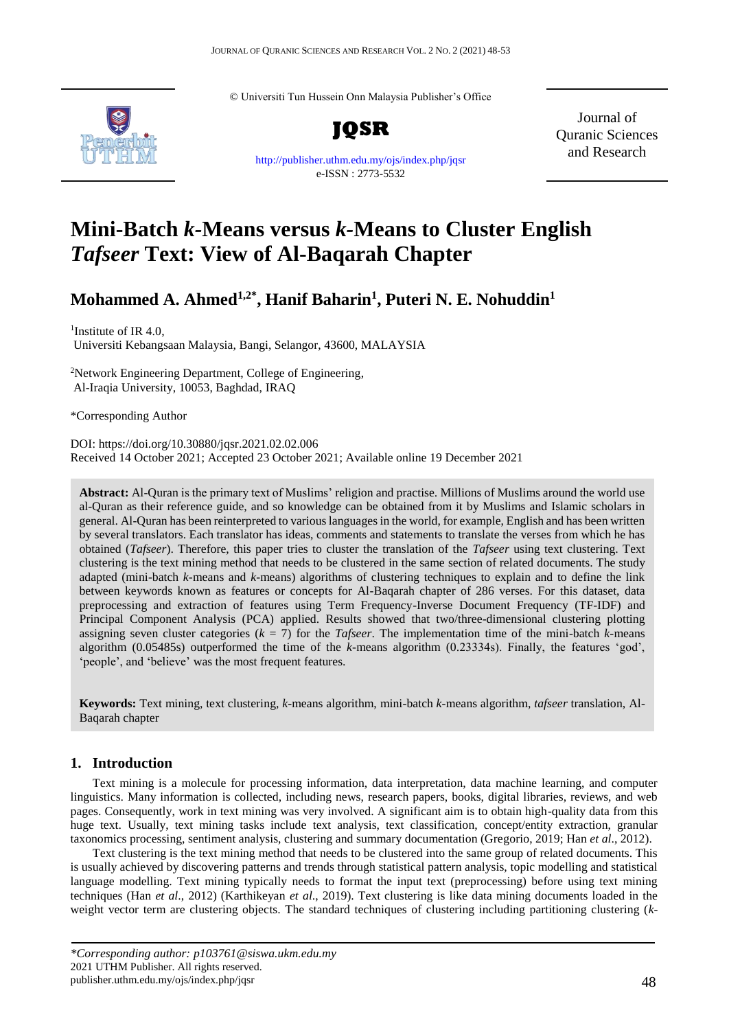© Universiti Tun Hussein Onn Malaysia Publisher's Office

**JQSR**

http://publisher.uthm.edu.my/ojs/index.php/jqsr

e-ISSN : 2773-5532

Journal of Quranic Sciences and Research

# Mini-Batch *k*-Means versus *k*-Means to Cluster English *Tafseer* Text: View of Al-Baqarah Chapter

## Mohammed A. Ahmed[1,2*], Hanif Baharin[1], Puteri N. E. Nohuddin[1]

[1]Institute of IR 4.0, Universiti Kebangsaan Malaysia, Bangi, Selangor, 43600, MALAYSIA

[2]Network Engineering Department, College of Engineering, Al-Iraqia University, 10053, Baghdad, IRAQ

*Corresponding Author

DOI: https://doi.org/10.30880/jqsr.2021.02.02.006

Received 14 October 2021; Accepted 23 October 2021; Available online 19 December 2021

**Abstract:** Al-Quran is the primary text of Muslims' religion and practise. Millions of Muslims around the world use al-Quran as their reference guide, and so knowledge can be obtained from it by Muslims and Islamic scholars in general. Al-Quran has been reinterpreted to various languages in the world, for example, English and has been written by several translators. Each translator has ideas, comments and statements to translate the verses from which he has obtained (*Tafseer*). Therefore, this paper tries to cluster the translation of the *Tafseer* using text clustering. Text clustering is the text mining method that needs to be clustered in the same section of related documents. The study adapted (mini-batch *k*-means and *k*-means) algorithms of clustering techniques to explain and to define the link between keywords known as features or concepts for Al-Baqarah chapter of 286 verses. For this dataset, data preprocessing and extraction of features using Term Frequency-Inverse Document Frequency (TF-IDF) and Principal Component Analysis (PCA) applied. Results showed that two/three-dimensional clustering plotting assigning seven cluster categories ($k$ = 7) for the *Tafseer*. The implementation time of the mini-batch *k*-means algorithm (0.05485s) outperformed the time of the *k*-means algorithm (0.23334s). Finally, the features 'god', 'people', and 'believe' was the most frequent features.

**Keywords:** Text mining, text clustering, *k*-means algorithm, mini-batch *k*-means algorithm, *tafseer* translation, Al-Baqarah chapter

## 1. Introduction

Text mining is a molecule for processing information, data interpretation, data machine learning, and computer linguistics. Many information is collected, including news, research papers, books, digital libraries, reviews, and web pages. Consequently, work in text mining was very involved. A significant aim is to obtain high-quality data from this huge text. Usually, text mining tasks include text analysis, text classification, concept/entity extraction, granular taxonomics processing, sentiment analysis, clustering and summary documentation (Gregorio, 2019; Han *et al*., 2012).

Text clustering is the text mining method that needs to be clustered into the same group of related documents. This is usually achieved by discovering patterns and trends through statistical pattern analysis, topic modelling and statistical language modelling. Text mining typically needs to format the input text (preprocessing) before using text mining techniques (Han *et al*., 2012) (Karthikeyan *et al*., 2019). Text clustering is like data mining documents loaded in the weight vector term are clustering objects. The standard techniques of clustering including partitioning clustering (*k*-

*\*Corresponding author: p103761@siswa.ukm.edu.my*

2021 UTHM Publisher. All rights reserved.

publisher.uthm.edu.my/ojs/index.php/jqsr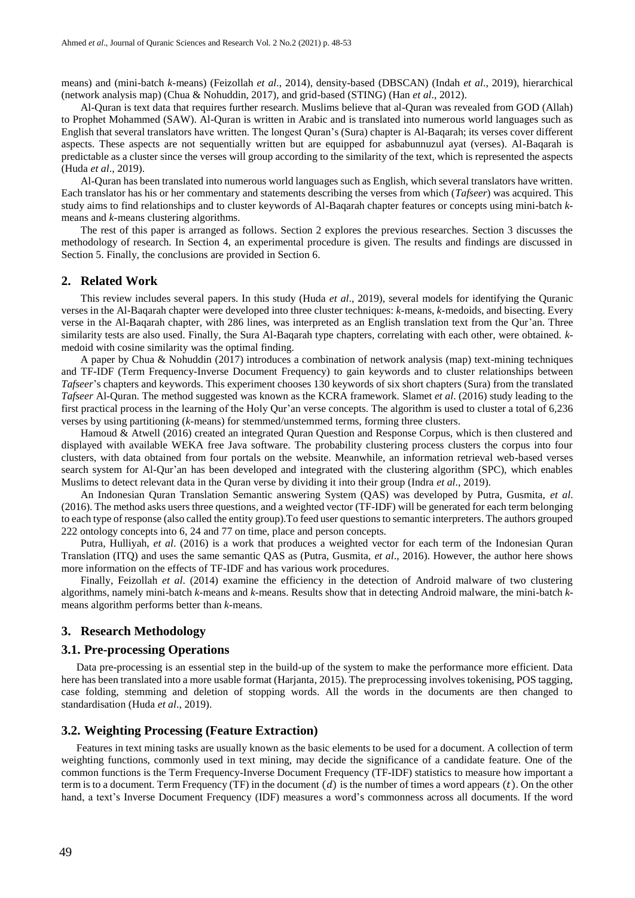means) and (mini-batch *k*-means) (Feizollah *et al*., 2014), density-based (DBSCAN) (Indah *et al*., 2019), hierarchical (network analysis map) (Chua & Nohuddin, 2017), and grid-based (STING) (Han *et al*., 2012).

Al-Quran is text data that requires further research. Muslims believe that al-Quran was revealed from GOD (Allah) to Prophet Mohammed (SAW). Al-Quran is written in Arabic and is translated into numerous world languages such as English that several translators have written. The longest Quran's (Sura) chapter is Al-Baqarah; its verses cover different aspects. These aspects are not sequentially written but are equipped for asbabunnuzul ayat (verses). Al-Baqarah is predictable as a cluster since the verses will group according to the similarity of the text, which is represented the aspects (Huda *et al*., 2019).

Al-Quran has been translated into numerous world languages such as English, which several translators have written. Each translator has his or her commentary and statements describing the verses from which (*Tafseer*) was acquired. This study aims to find relationships and to cluster keywords of Al-Baqarah chapter features or concepts using mini-batch *k*-means and *k*-means clustering algorithms.

The rest of this paper is arranged as follows. Section 2 explores the previous researches. Section 3 discusses the methodology of research. In Section 4, an experimental procedure is given. The results and findings are discussed in Section 5. Finally, the conclusions are provided in Section 6.

## 2. Related Work

This review includes several papers. In this study (Huda *et al*., 2019), several models for identifying the Quranic verses in the Al-Baqarah chapter were developed into three cluster techniques: *k*-means, *k*-medoids, and bisecting. Every verse in the Al-Baqarah chapter, with 286 lines, was interpreted as an English translation text from the Qur'an. Three similarity tests are also used. Finally, the Sura Al-Baqarah type chapters, correlating with each other, were obtained. *k*-medoid with cosine similarity was the optimal finding.

A paper by Chua & Nohuddin (2017) introduces a combination of network analysis (map) text-mining techniques and TF-IDF (Term Frequency-Inverse Document Frequency) to gain keywords and to cluster relationships between *Tafseer*'s chapters and keywords. This experiment chooses 130 keywords of six short chapters (Sura) from the translated *Tafseer* Al-Quran. The method suggested was known as the KCRA framework. Slamet *et al*. (2016) study leading to the first practical process in the learning of the Holy Qur'an verse concepts. The algorithm is used to cluster a total of 6,236 verses by using partitioning (*k*-means) for stemmed/unstemmed terms, forming three clusters.

Hamoud & Atwell (2016) created an integrated Quran Question and Response Corpus, which is then clustered and displayed with available WEKA free Java software. The probability clustering process clusters the corpus into four clusters, with data obtained from four portals on the website. Meanwhile, an information retrieval web-based verses search system for Al-Qur'an has been developed and integrated with the clustering algorithm (SPC), which enables Muslims to detect relevant data in the Quran verse by dividing it into their group (Indra *et al*., 2019).

An Indonesian Quran Translation Semantic answering System (QAS) was developed by Putra, Gusmita, *et al*. (2016). The method asks users three questions, and a weighted vector (TF-IDF) will be generated for each term belonging to each type of response (also called the entity group).To feed user questions to semantic interpreters. The authors grouped 222 ontology concepts into 6, 24 and 77 on time, place and person concepts.

Putra, Hulliyah, *et al*. (2016) is a work that produces a weighted vector for each term of the Indonesian Quran Translation (ITQ) and uses the same semantic QAS as (Putra, Gusmita, *et al*., 2016). However, the author here shows more information on the effects of TF-IDF and has various work procedures.

Finally, Feizollah *et al*. (2014) examine the efficiency in the detection of Android malware of two clustering algorithms, namely mini-batch *k*-means and *k*-means. Results show that in detecting Android malware, the mini-batch *k*-means algorithm performs better than *k*-means.

## 3. Research Methodology

### 3.1. Pre-processing Operations

Data pre-processing is an essential step in the build-up of the system to make the performance more efficient. Data here has been translated into a more usable format (Harjanta, 2015). The preprocessing involves tokenising, POS tagging, case folding, stemming and deletion of stopping words. All the words in the documents are then changed to standardisation (Huda *et al*., 2019).

### 3.2. Weighting Processing (Feature Extraction)

Features in text mining tasks are usually known as the basic elements to be used for a document. A collection of term weighting functions, commonly used in text mining, may decide the significance of a candidate feature. One of the common functions is the Term Frequency-Inverse Document Frequency (TF-IDF) statistics to measure how important a term is to a document. Term Frequency (TF) in the document $(d)$ is the number of times a word appears $(t)$. On the other hand, a text's Inverse Document Frequency (IDF) measures a word's commonness across all documents. If the word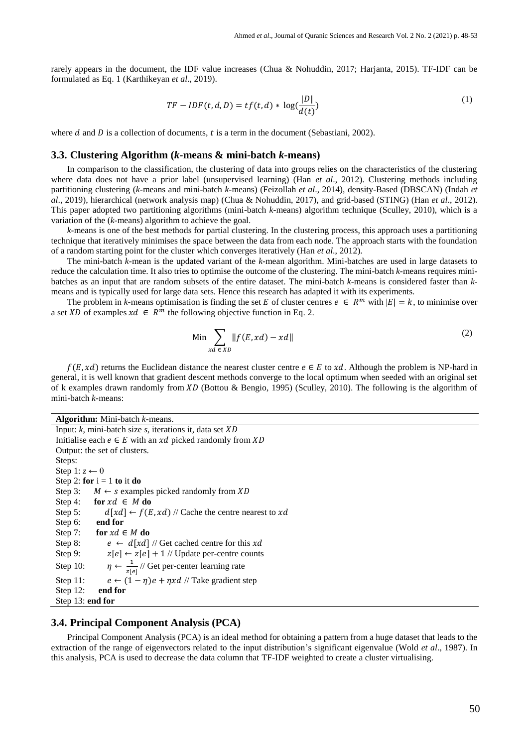rarely appears in the document, the IDF value increases (Chua & Nohuddin, 2017; Harjanta, 2015). TF-IDF can be formulated as Eq. 1 (Karthikeyan *et al*., 2019).

$$TF - IDF(t, d, D) = tf(t, d) * \log(\frac{|D|}{d(t)}) \tag{1}$$

where $d$ and $D$ is a collection of documents, $t$ is a term in the document (Sebastiani, 2002).

### 3.3. Clustering Algorithm (*k*-means & mini-batch *k*-means)

In comparison to the classification, the clustering of data into groups relies on the characteristics of the clustering where data does not have a prior label (unsupervised learning) (Han *et al*., 2012). Clustering methods including partitioning clustering (*k*-means and mini-batch *k*-means) (Feizollah *et al*., 2014), density-Based (DBSCAN) (Indah *et al*., 2019), hierarchical (network analysis map) (Chua & Nohuddin, 2017), and grid-based (STING) (Han *et al*., 2012). This paper adopted two partitioning algorithms (mini-batch *k*-means) algorithm technique (Sculley, 2010), which is a variation of the (*k*-means) algorithm to achieve the goal.

*k*-means is one of the best methods for partial clustering. In the clustering process, this approach uses a partitioning technique that iteratively minimises the space between the data from each node. The approach starts with the foundation of a random starting point for the cluster which converges iteratively (Han *et al.*, 2012).

The mini-batch *k*-mean is the updated variant of the *k*-mean algorithm. Mini-batches are used in large datasets to reduce the calculation time. It also tries to optimise the outcome of the clustering. The mini-batch *k*-means requires mini-batches as an input that are random subsets of the entire dataset. The mini-batch *k*-means is considered faster than *k*-means and is typically used for large data sets. Hence this research has adapted it with its experiments.

The problem in *k*-means optimisation is finding the set $E$ of cluster centres $e \in R^m$ with $|E| = k$, to minimise over a set $XD$ of examples $xd \in R^m$ the following objective function in Eq. 2.

$$\text{Min} \sum_{xd \in XD} \|f(E, xd) - xd\| \tag{2}$$

$f(E, xd)$ returns the Euclidean distance the nearest cluster centre $e \in E$ to $xd$. Although the problem is NP-hard in general, it is well known that gradient descent methods converge to the local optimum when seeded with an original set of k examples drawn randomly from $XD$ (Bottou & Bengio, 1995) (Sculley, 2010). The following is the algorithm of mini-batch *k*-means:

**Algorithm:** Mini-batch *k*-means.

Input: *k*, mini-batch size *s*, iterations it, data set $XD$
Initialise each $e \in E$ with an $xd$ picked randomly from $XD$
Output: the set of clusters.
Steps:
Step 1: $z \leftarrow 0$
Step 2: **for** i = 1 **to** it **do**
Step 3: $M \leftarrow s$ examples picked randomly from $XD$
Step 4: **for** $xd \in M$ **do**
Step 5: $d[xd] \leftarrow f(E, xd)$ // Cache the centre nearest to $xd$
Step 6: **end for**
Step 7: **for** $xd \in M$ **do**
Step 8: $e \leftarrow d[xd]$ // Get cached centre for this $xd$
Step 9: $z[e] \leftarrow z[e] + 1$ // Update per-centre counts
Step 10: $\eta \leftarrow \frac{1}{z[e]}$ // Get per-center learning rate
Step 11: $e \leftarrow (1 - \eta)e + \eta xd$ // Take gradient step
Step 12: **end for**
Step 13: **end for**

### 3.4. Principal Component Analysis (PCA)

Principal Component Analysis (PCA) is an ideal method for obtaining a pattern from a huge dataset that leads to the extraction of the range of eigenvectors related to the input distribution's significant eigenvalue (Wold *et al*., 1987). In this analysis, PCA is used to decrease the data column that TF-IDF weighted to create a cluster virtualising.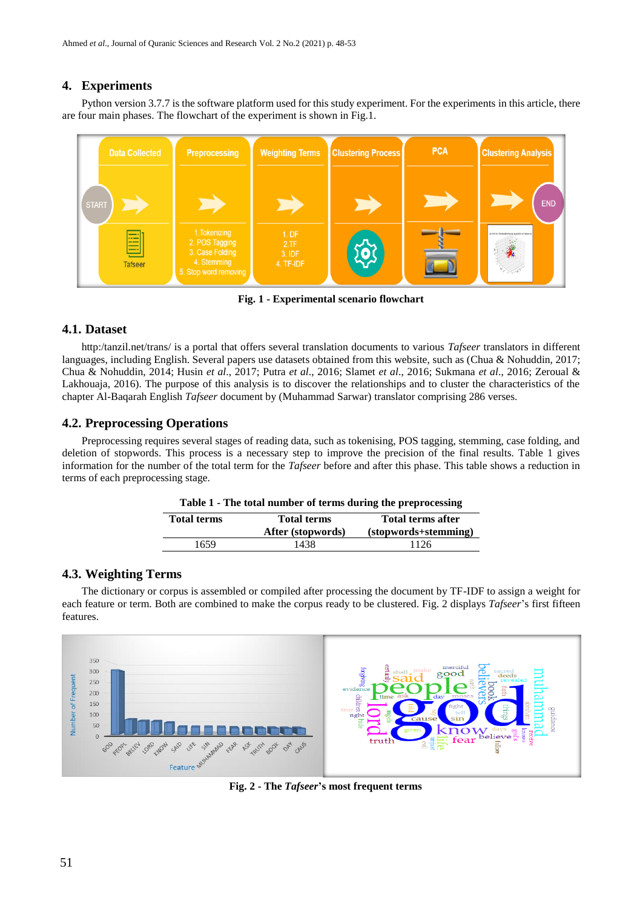## 4. Experiments

Python version 3.7.7 is the software platform used for this study experiment. For the experiments in this article, there are four main phases. The flowchart of the experiment is shown in Fig.1.

**Fig. 1 - Experimental scenario flowchart**

### 4.1. Dataset

http:/tanzil.net/trans/ is a portal that offers several translation documents to various *Tafseer* translators in different languages, including English. Several papers use datasets obtained from this website, such as (Chua & Nohuddin, 2017; Chua & Nohuddin, 2014; Husin *et al*., 2017; Putra *et al*., 2016; Slamet *et al*., 2016; Sukmana *et al*., 2016; Zeroual & Lakhouaja, 2016). The purpose of this analysis is to discover the relationships and to cluster the characteristics of the chapter Al-Baqarah English *Tafseer* document by (Muhammad Sarwar) translator comprising 286 verses.

### 4.2. Preprocessing Operations

Preprocessing requires several stages of reading data, such as tokenising, POS tagging, stemming, case folding, and deletion of stopwords. This process is a necessary step to improve the precision of the final results. Table 1 gives information for the number of the total term for the *Tafseer* before and after this phase. This table shows a reduction in terms of each preprocessing stage.

**Table 1 - The total number of terms during the preprocessing**

| Total terms | Total terms After (stopwords) | Total terms after (stopwords+stemming) |
|---|---|---|
| 1659 | 1438 | 1126 |

### 4.3. Weighting Terms

The dictionary or corpus is assembled or compiled after processing the document by TF-IDF to assign a weight for each feature or term. Both are combined to make the corpus ready to be clustered. Fig. 2 displays *Tafseer*'s first fifteen features.

**Fig. 2 - The *Tafseer*'s most frequent terms**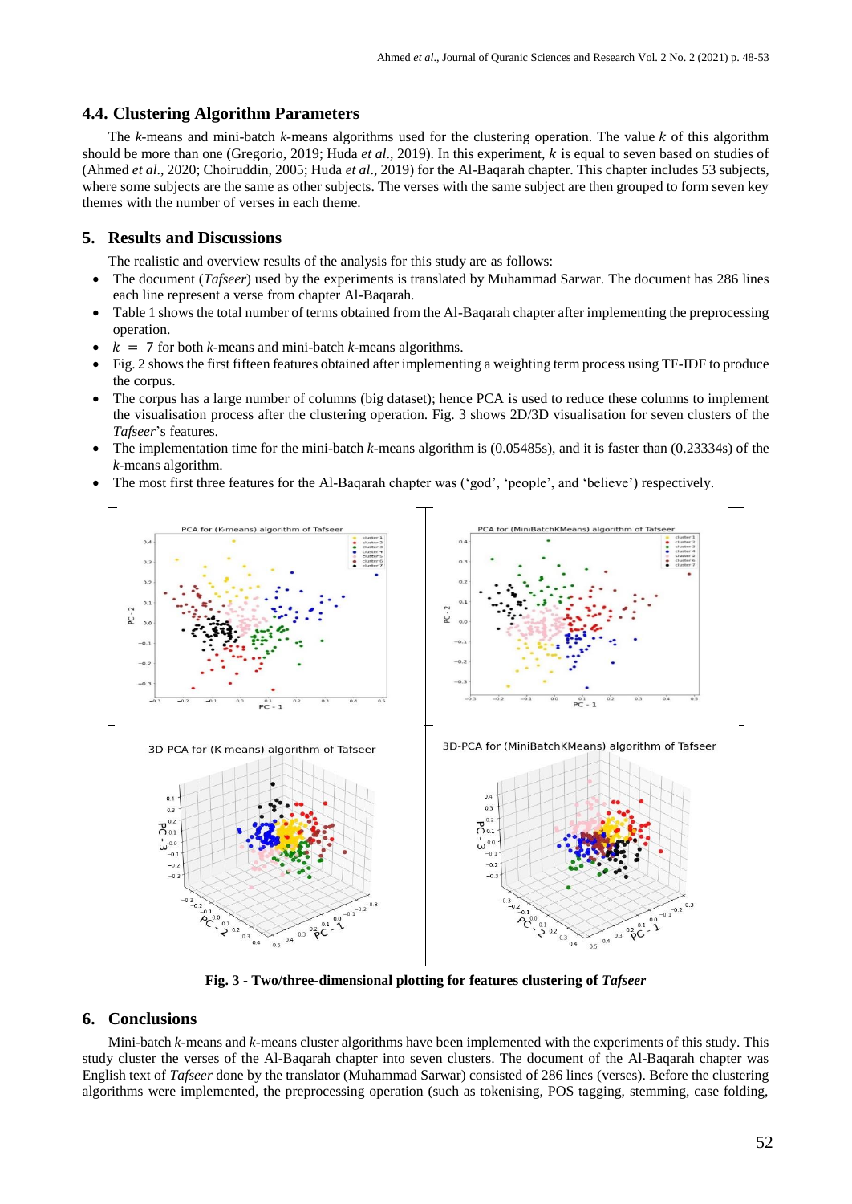### 4.4. Clustering Algorithm Parameters

The *k*-means and mini-batch *k*-means algorithms used for the clustering operation. The value $k$ of this algorithm should be more than one (Gregorio, 2019; Huda *et al*., 2019). In this experiment, $k$ is equal to seven based on studies of (Ahmed *et al*., 2020; Choiruddin, 2005; Huda *et al*., 2019) for the Al-Baqarah chapter. This chapter includes 53 subjects, where some subjects are the same as other subjects. The verses with the same subject are then grouped to form seven key themes with the number of verses in each theme.

## 5. Results and Discussions

The realistic and overview results of the analysis for this study are as follows:

- The document (*Tafseer*) used by the experiments is translated by Muhammad Sarwar. The document has 286 lines each line represent a verse from chapter Al-Baqarah.
- Table 1 shows the total number of terms obtained from the Al-Baqarah chapter after implementing the preprocessing operation.
- $k = 7$ for both *k*-means and mini-batch *k*-means algorithms.
- Fig. 2 shows the first fifteen features obtained after implementing a weighting term process using TF-IDF to produce the corpus.
- The corpus has a large number of columns (big dataset); hence PCA is used to reduce these columns to implement the visualisation process after the clustering operation. Fig. 3 shows 2D/3D visualisation for seven clusters of the *Tafseer*'s features.
- The implementation time for the mini-batch *k*-means algorithm is (0.05485s), and it is faster than (0.23334s) of the *k*-means algorithm.
- The most first three features for the Al-Baqarah chapter was ('god', 'people', and 'believe') respectively.

**Fig. 3 - Two/three-dimensional plotting for features clustering of *Tafseer***

## 6. Conclusions

Mini-batch *k*-means and *k*-means cluster algorithms have been implemented with the experiments of this study. This study cluster the verses of the Al-Baqarah chapter into seven clusters. The document of the Al-Baqarah chapter was English text of *Tafseer* done by the translator (Muhammad Sarwar) consisted of 286 lines (verses). Before the clustering algorithms were implemented, the preprocessing operation (such as tokenising, POS tagging, stemming, case folding,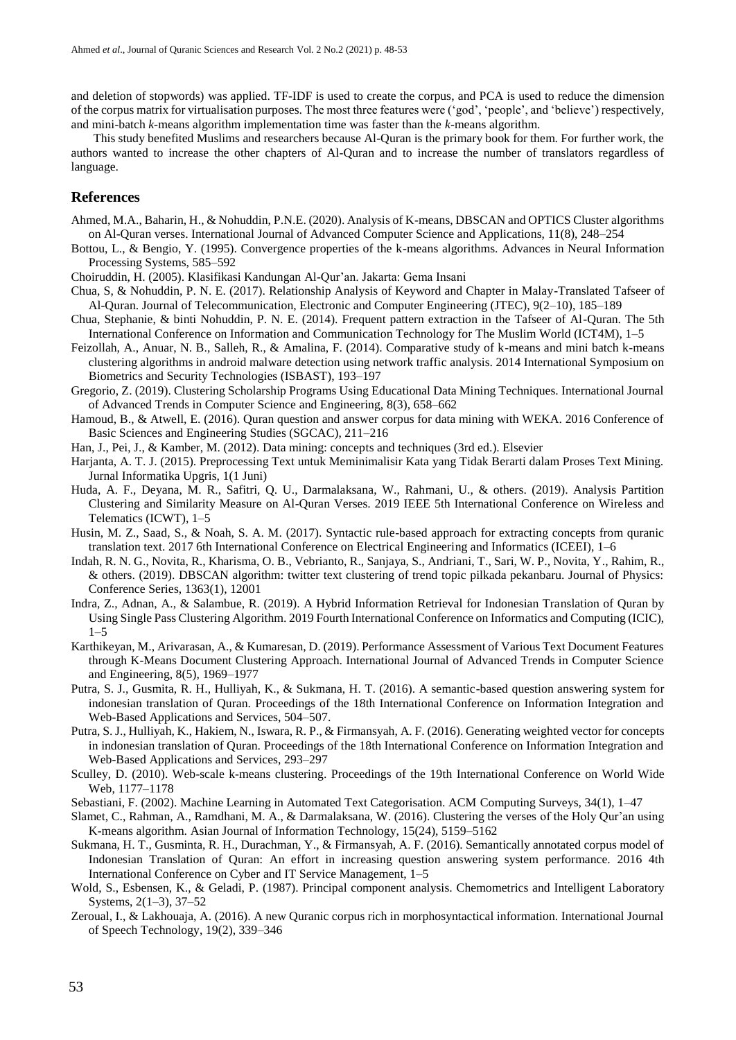and deletion of stopwords) was applied. TF-IDF is used to create the corpus, and PCA is used to reduce the dimension of the corpus matrix for virtualisation purposes. The most three features were ('god', 'people', and 'believe') respectively, and mini-batch *k*-means algorithm implementation time was faster than the *k*-means algorithm.

This study benefited Muslims and researchers because Al-Quran is the primary book for them. For further work, the authors wanted to increase the other chapters of Al-Quran and to increase the number of translators regardless of language.

## References

Ahmed, M.A., Baharin, H., & Nohuddin, P.N.E. (2020). Analysis of K-means, DBSCAN and OPTICS Cluster algorithms on Al-Quran verses. International Journal of Advanced Computer Science and Applications, 11(8), 248–254

Bottou, L., & Bengio, Y. (1995). Convergence properties of the k-means algorithms. Advances in Neural Information Processing Systems, 585–592

Choiruddin, H. (2005). Klasifikasi Kandungan Al-Qur'an. Jakarta: Gema Insani

Chua, S, & Nohuddin, P. N. E. (2017). Relationship Analysis of Keyword and Chapter in Malay-Translated Tafseer of Al-Quran. Journal of Telecommunication, Electronic and Computer Engineering (JTEC), 9(2–10), 185–189

Chua, Stephanie, & binti Nohuddin, P. N. E. (2014). Frequent pattern extraction in the Tafseer of Al-Quran. The 5th International Conference on Information and Communication Technology for The Muslim World (ICT4M), 1–5

Feizollah, A., Anuar, N. B., Salleh, R., & Amalina, F. (2014). Comparative study of k-means and mini batch k-means clustering algorithms in android malware detection using network traffic analysis. 2014 International Symposium on Biometrics and Security Technologies (ISBAST), 193–197

Gregorio, Z. (2019). Clustering Scholarship Programs Using Educational Data Mining Techniques. International Journal of Advanced Trends in Computer Science and Engineering, 8(3), 658–662

Hamoud, B., & Atwell, E. (2016). Quran question and answer corpus for data mining with WEKA. 2016 Conference of Basic Sciences and Engineering Studies (SGCAC), 211–216

Han, J., Pei, J., & Kamber, M. (2012). Data mining: concepts and techniques (3rd ed.). Elsevier

Harjanta, A. T. J. (2015). Preprocessing Text untuk Meminimalisir Kata yang Tidak Berarti dalam Proses Text Mining. Jurnal Informatika Upgris, 1(1 Juni)

Huda, A. F., Deyana, M. R., Safitri, Q. U., Darmalaksana, W., Rahmani, U., & others. (2019). Analysis Partition Clustering and Similarity Measure on Al-Quran Verses. 2019 IEEE 5th International Conference on Wireless and Telematics (ICWT), 1–5

Husin, M. Z., Saad, S., & Noah, S. A. M. (2017). Syntactic rule-based approach for extracting concepts from quranic translation text. 2017 6th International Conference on Electrical Engineering and Informatics (ICEEI), 1–6

Indah, R. N. G., Novita, R., Kharisma, O. B., Vebrianto, R., Sanjaya, S., Andriani, T., Sari, W. P., Novita, Y., Rahim, R., & others. (2019). DBSCAN algorithm: twitter text clustering of trend topic pilkada pekanbaru. Journal of Physics: Conference Series, 1363(1), 12001

Indra, Z., Adnan, A., & Salambue, R. (2019). A Hybrid Information Retrieval for Indonesian Translation of Quran by Using Single Pass Clustering Algorithm. 2019 Fourth International Conference on Informatics and Computing (ICIC), 1–5

Karthikeyan, M., Arivarasan, A., & Kumaresan, D. (2019). Performance Assessment of Various Text Document Features through K-Means Document Clustering Approach. International Journal of Advanced Trends in Computer Science and Engineering, 8(5), 1969–1977

Putra, S. J., Gusmita, R. H., Hulliyah, K., & Sukmana, H. T. (2016). A semantic-based question answering system for indonesian translation of Quran. Proceedings of the 18th International Conference on Information Integration and Web-Based Applications and Services, 504–507.

Putra, S. J., Hulliyah, K., Hakiem, N., Iswara, R. P., & Firmansyah, A. F. (2016). Generating weighted vector for concepts in indonesian translation of Quran. Proceedings of the 18th International Conference on Information Integration and Web-Based Applications and Services, 293–297

Sculley, D. (2010). Web-scale k-means clustering. Proceedings of the 19th International Conference on World Wide Web, 1177–1178

Sebastiani, F. (2002). Machine Learning in Automated Text Categorisation. ACM Computing Surveys, 34(1), 1–47

Slamet, C., Rahman, A., Ramdhani, M. A., & Darmalaksana, W. (2016). Clustering the verses of the Holy Qur'an using K-means algorithm. Asian Journal of Information Technology, 15(24), 5159–5162

Sukmana, H. T., Gusminta, R. H., Durachman, Y., & Firmansyah, A. F. (2016). Semantically annotated corpus model of Indonesian Translation of Quran: An effort in increasing question answering system performance. 2016 4th International Conference on Cyber and IT Service Management, 1–5

Wold, S., Esbensen, K., & Geladi, P. (1987). Principal component analysis. Chemometrics and Intelligent Laboratory Systems, 2(1–3), 37–52

Zeroual, I., & Lakhouaja, A. (2016). A new Quranic corpus rich in morphosyntactical information. International Journal of Speech Technology, 19(2), 339–346